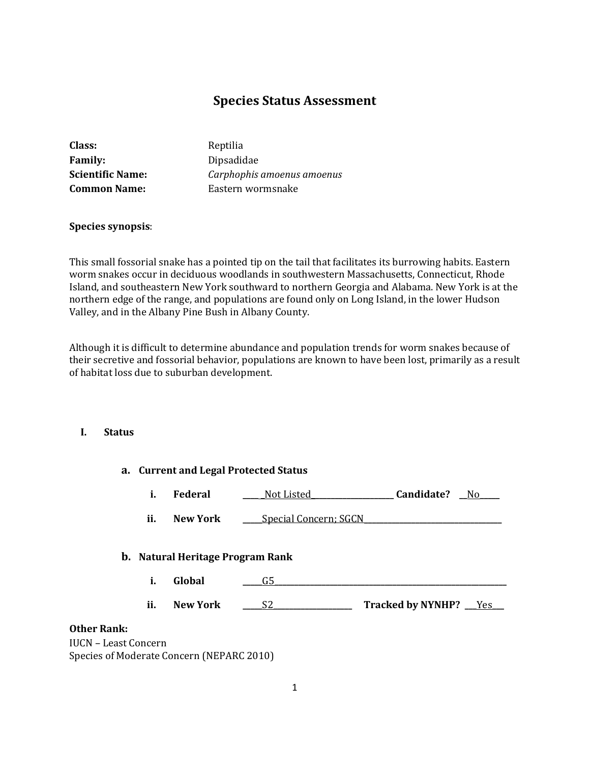# Species Status Assessment

**Class:** Reptilia
**Family:** Dipsadidae
**Scientific Name:** *Carphophis amoenus amoenus*
**Common Name:** Eastern wormsnake

**Species synopsis**:

This small fossorial snake has a pointed tip on the tail that facilitates its burrowing habits. Eastern worm snakes occur in deciduous woodlands in southwestern Massachusetts, Connecticut, Rhode Island, and southeastern New York southward to northern Georgia and Alabama. New York is at the northern edge of the range, and populations are found only on Long Island, in the lower Hudson Valley, and in the Albany Pine Bush in Albany County.

Although it is difficult to determine abundance and population trends for worm snakes because of their secretive and fossorial behavior, populations are known to have been lost, primarily as a result of habitat loss due to suburban development.

## I. Status

### a. Current and Legal Protected Status

i. **Federal** \_\_\_\_\_Not Listed\_\_\_\_\_\_\_\_\_\_\_\_\_\_\_\_\_\_ **Candidate?** \_\_No\_\_\_\_

ii. **New York** \_\_\_\_\_Special Concern; SGCN\_\_\_\_\_\_\_\_\_\_\_\_\_\_\_\_\_\_\_\_\_\_\_\_\_\_\_\_\_\_\_\_

### b. Natural Heritage Program Rank

i. **Global** \_\_\_\_\_G5\_\_\_\_\_\_\_\_\_\_\_\_\_\_\_\_\_\_\_\_\_\_\_\_\_\_\_\_\_\_\_\_\_\_\_\_\_\_\_\_\_\_\_\_\_\_\_\_\_\_\_\_\_\_

ii. **New York** \_\_\_\_\_S2\_\_\_\_\_\_\_\_\_\_\_\_\_\_\_\_\_\_ **Tracked by NYNHP?** \_\_\_Yes\_\_\_

**Other Rank:**
IUCN – Least Concern
Species of Moderate Concern (NEPARC 2010)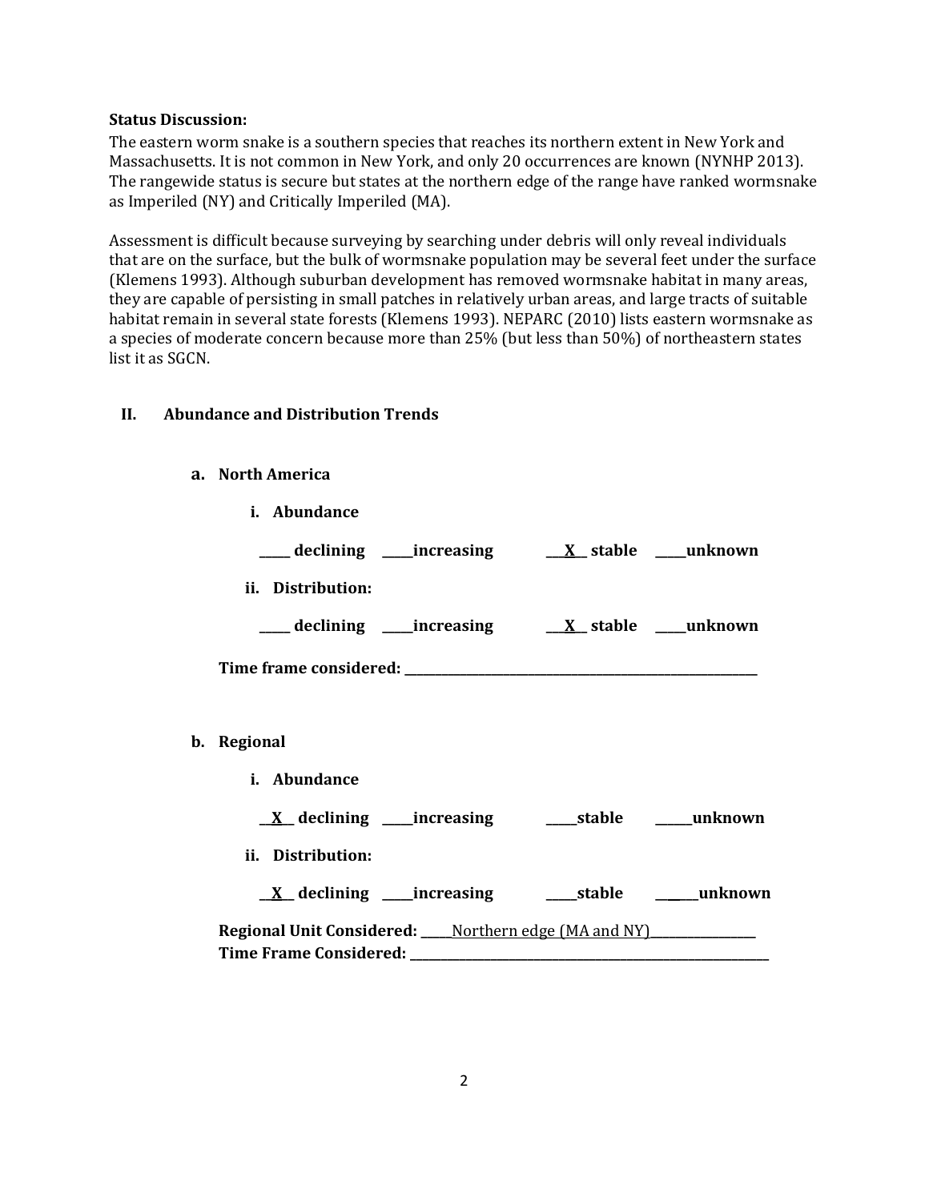**Status Discussion:**
The eastern worm snake is a southern species that reaches its northern extent in New York and Massachusetts. It is not common in New York, and only 20 occurrences are known (NYNHP 2013). The rangewide status is secure but states at the northern edge of the range have ranked wormsnake as Imperiled (NY) and Critically Imperiled (MA).

Assessment is difficult because surveying by searching under debris will only reveal individuals that are on the surface, but the bulk of wormsnake population may be several feet under the surface (Klemens 1993). Although suburban development has removed wormsnake habitat in many areas, they are capable of persisting in small patches in relatively urban areas, and large tracts of suitable habitat remain in several state forests (Klemens 1993). NEPARC (2010) lists eastern wormsnake as a species of moderate concern because more than 25% (but less than 50%) of northeastern states list it as SGCN.

## II. Abundance and Distribution Trends

### a. North America

**i. Abundance**

**_____ declining _____increasing ___X___ stable _____unknown**

**ii. Distribution:**

**_____ declining _____increasing ___X___ stable _____unknown**

**Time frame considered: ___________________________________________**

### b. Regional

**i. Abundance**

**__X__ declining _____increasing _____stable ______unknown**

**ii. Distribution:**

**__X__ declining _____increasing _____stable ______unknown**

**Regional Unit Considered:** _____Northern edge (MA and NY)________________
**Time Frame Considered: ___________________________________________**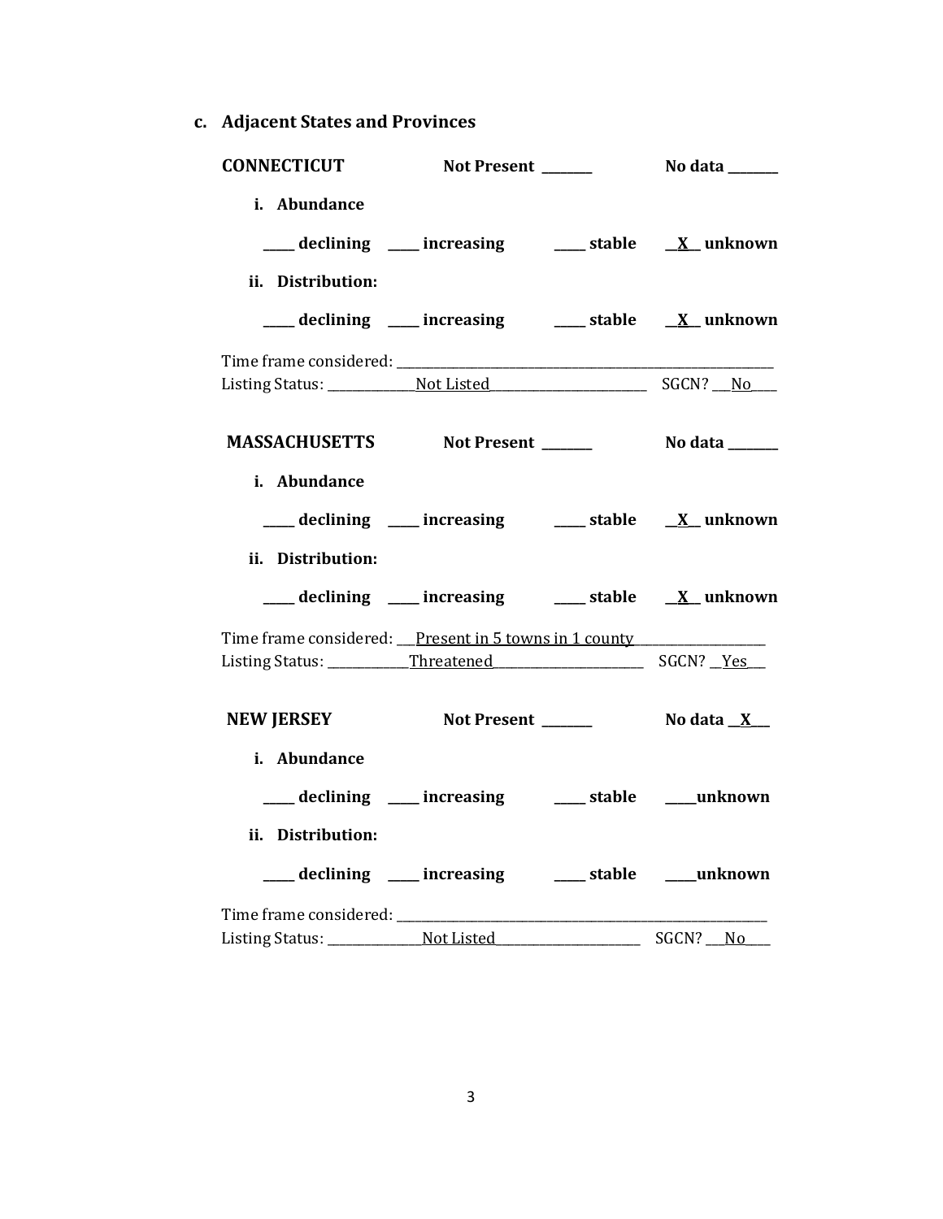### c. Adjacent States and Provinces

**CONNECTICUT** **Not Present _______** **No data _______**

**i. Abundance**

**____ declining ____ increasing ____ stable __X__ unknown**

**ii. Distribution:**

**____ declining ____ increasing ____ stable __X__ unknown**

Time frame considered: ________________________________________________

Listing Status: ____________Not Listed______________________ SGCN? __No___

**MASSACHUSETTS** **Not Present _______** **No data _______**

**i. Abundance**

**____ declining ____ increasing ____ stable __X__ unknown**

**ii. Distribution:**

**____ declining ____ increasing ____ stable __X__ unknown**

Time frame considered: __Present in 5 towns in 1 county_________________

Listing Status: ___________Threatened_____________________ SGCN? __Yes___

**NEW JERSEY** **Not Present _______** **No data __X__**

**i. Abundance**

**____ declining ____ increasing ____ stable ____unknown**

**ii. Distribution:**

**____ declining ____ increasing ____ stable ____unknown**

Time frame considered: ________________________________________________

Listing Status: ____________Not Listed______________________ SGCN? __No___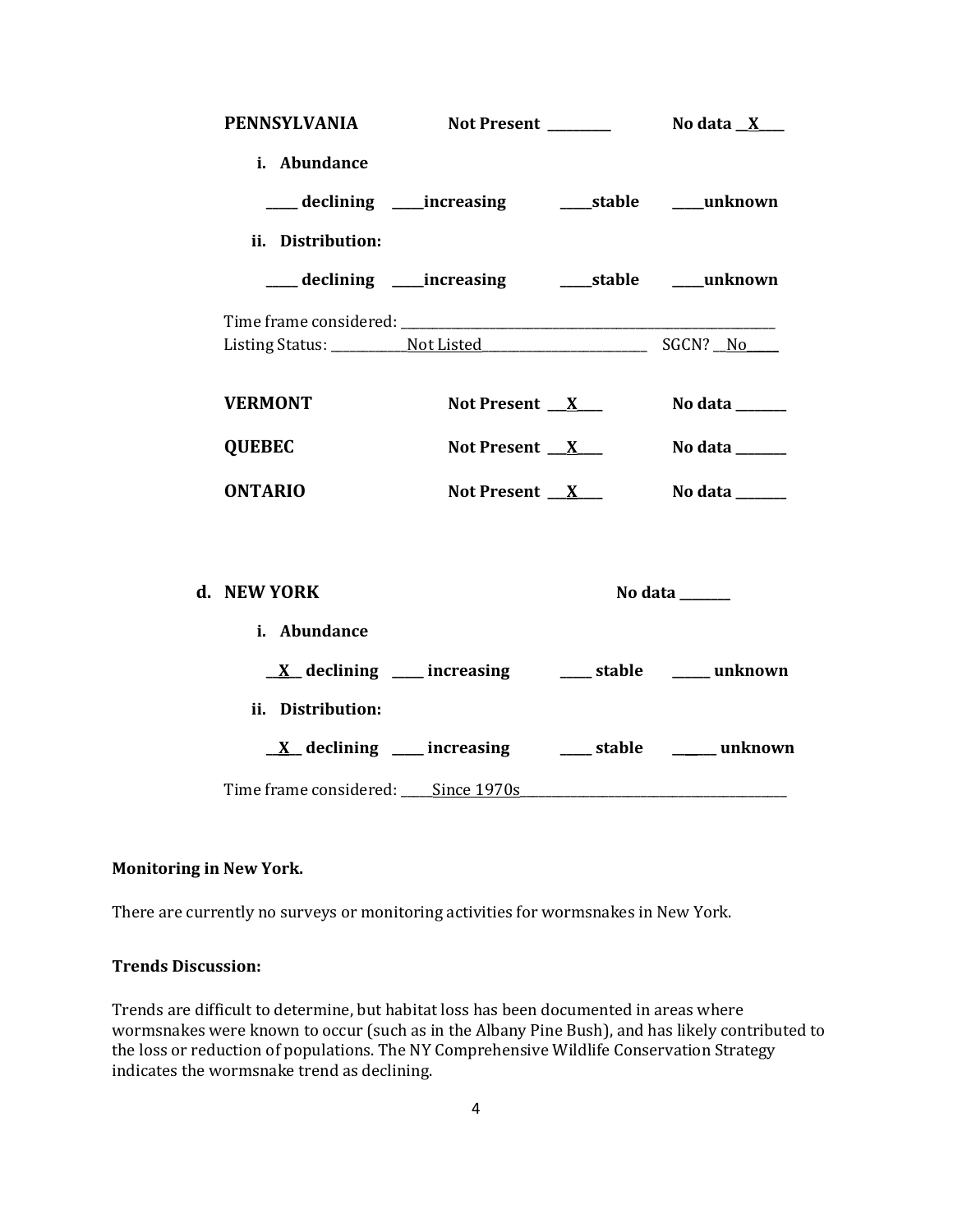**PENNSYLVANIA** Not Present _________ No data __X____

i. **Abundance**

_____ declining _____increasing _____stable _____unknown

ii. **Distribution:**

_____ declining _____increasing _____stable _____unknown

Time frame considered: ___________________________________________________________

Listing Status: ____________Not Listed__________________________ SGCN? __No_____

**VERMONT** Not Present ___X____ No data ________

**QUEBEC** Not Present ___X____ No data ________

**ONTARIO** Not Present ___X____ No data ________

**d. NEW YORK** No data ________

i. **Abundance**

__X__ declining _____ increasing _____ stable ______ unknown

ii. **Distribution:**

__X__ declining _____ increasing _____ stable ______ unknown

Time frame considered: _____Since 1970s__________________________________________

**Monitoring in New York.**

There are currently no surveys or monitoring activities for wormsnakes in New York.

**Trends Discussion:**

Trends are difficult to determine, but habitat loss has been documented in areas where wormsnakes were known to occur (such as in the Albany Pine Bush), and has likely contributed to the loss or reduction of populations. The NY Comprehensive Wildlife Conservation Strategy indicates the wormsnake trend as declining.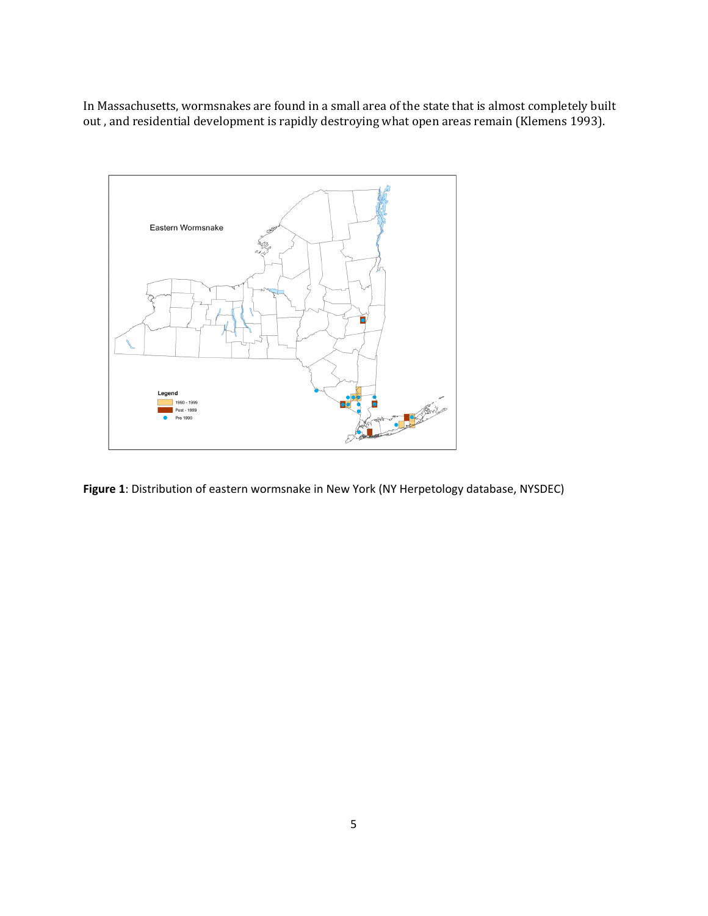In Massachusetts, wormsnakes are found in a small area of the state that is almost completely built out , and residential development is rapidly destroying what open areas remain (Klemens 1993).

**Figure 1**: Distribution of eastern wormsnake in New York (NY Herpetology database, NYSDEC)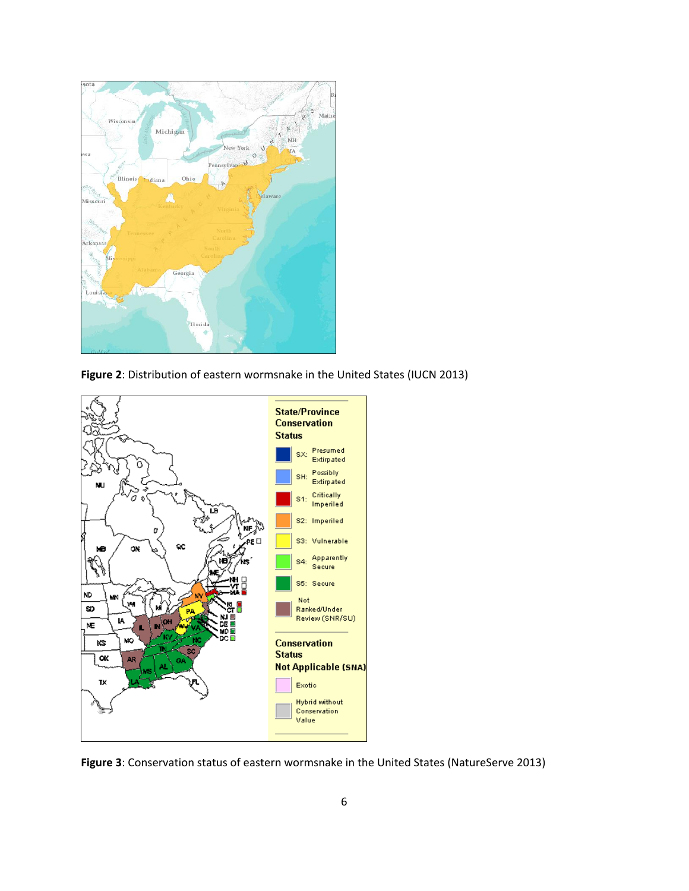**Figure 2**: Distribution of eastern wormsnake in the United States (IUCN 2013)

**Figure 3**: Conservation status of eastern wormsnake in the United States (NatureServe 2013)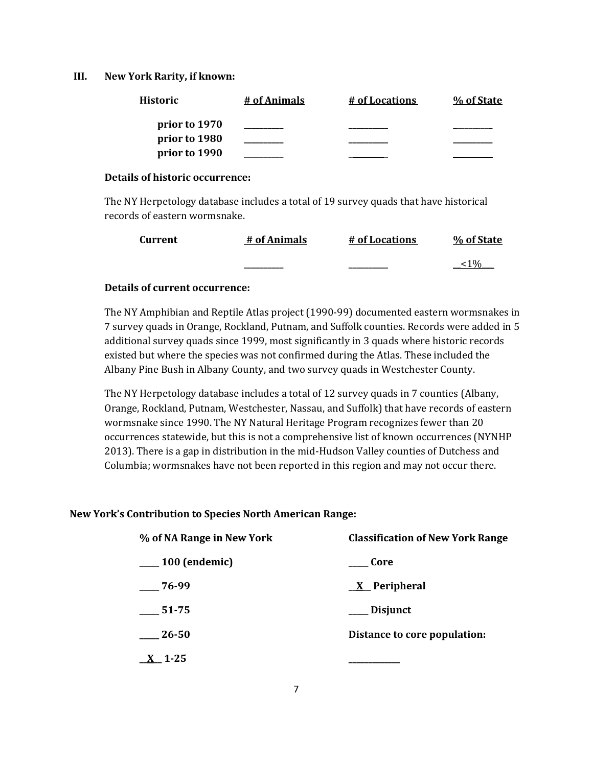## III. New York Rarity, if known:

| Historic | # of Animals | # of Locations | % of State |
|---|---|---|---|
| prior to 1970 | ________ | ________ | ________ |
| prior to 1980 | ________ | ________ | ________ |
| prior to 1990 | ________ | ________ | ________ |

**Details of historic occurrence:**

The NY Herpetology database includes a total of 19 survey quads that have historical records of eastern wormsnake.

| Current | # of Animals | # of Locations | % of State |
|---|---|---|---|
| | ________ | ________ | __<1%__ |

**Details of current occurrence:**

The NY Amphibian and Reptile Atlas project (1990-99) documented eastern wormsnakes in 7 survey quads in Orange, Rockland, Putnam, and Suffolk counties. Records were added in 5 additional survey quads since 1999, most significantly in 3 quads where historic records existed but where the species was not confirmed during the Atlas. These included the Albany Pine Bush in Albany County, and two survey quads in Westchester County.

The NY Herpetology database includes a total of 12 survey quads in 7 counties (Albany, Orange, Rockland, Putnam, Westchester, Nassau, and Suffolk) that have records of eastern wormsnake since 1990. The NY Natural Heritage Program recognizes fewer than 20 occurrences statewide, but this is not a comprehensive list of known occurrences (NYNHP 2013). There is a gap in distribution in the mid-Hudson Valley counties of Dutchess and Columbia; wormsnakes have not been reported in this region and may not occur there.

**New York's Contribution to Species North American Range:**

| % of NA Range in New York | Classification of New York Range |
|---|---|
| ____ 100 (endemic) | ____ Core |
| ____ 76-99 | __X__ Peripheral |
| ____ 51-75 | ____ Disjunct |
| ____ 26-50 | **Distance to core population:** |
| __X__ 1-25 | ________ |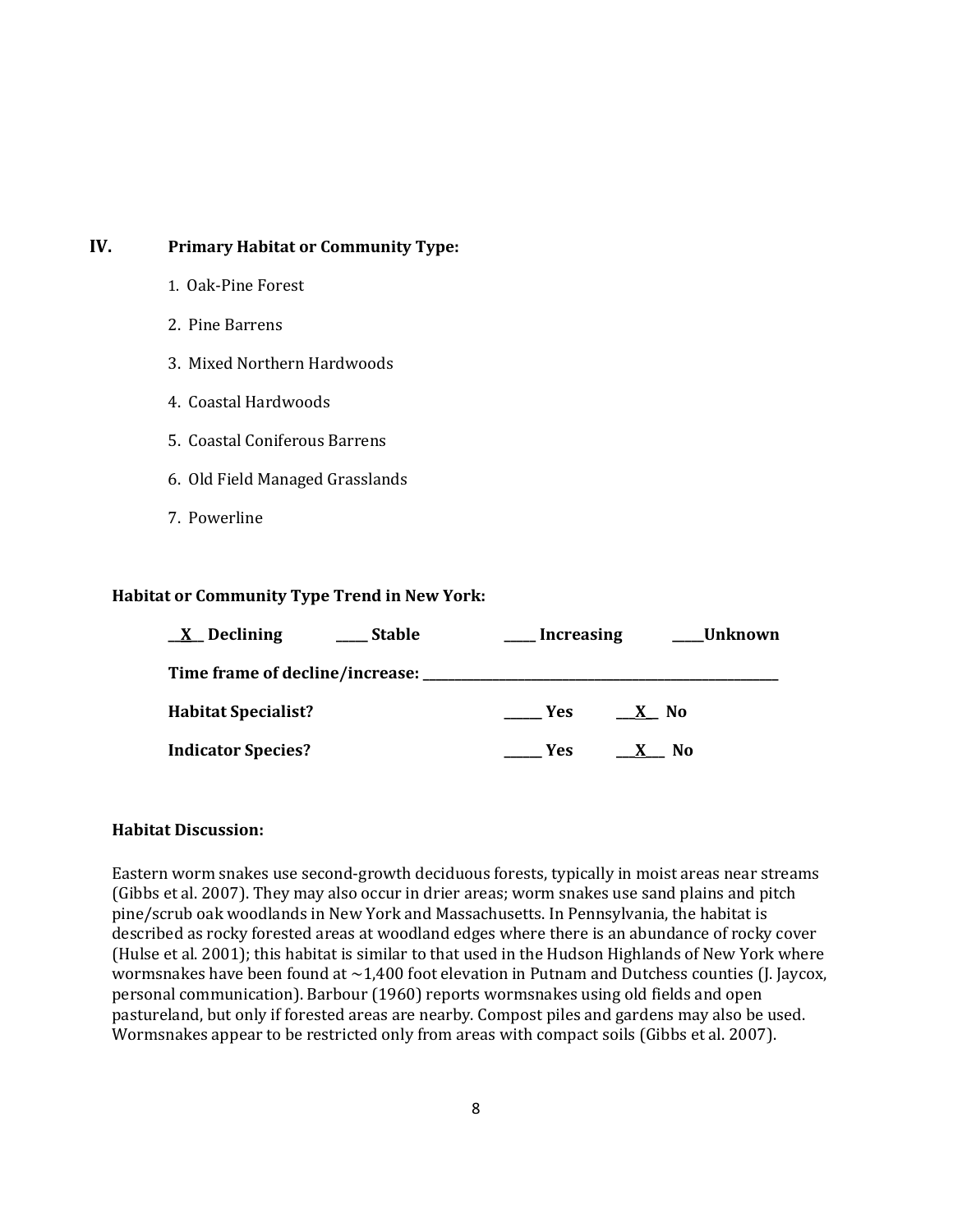## IV. Primary Habitat or Community Type:

1. Oak-Pine Forest
2. Pine Barrens
3. Mixed Northern Hardwoods
4. Coastal Hardwoods
5. Coastal Coniferous Barrens
6. Old Field Managed Grasslands
7. Powerline

**Habitat or Community Type Trend in New York:**

**__X__ Declining** **_____ Stable** **_____ Increasing** **_____Unknown**

**Time frame of decline/increase: ___________________________________________**

**Habitat Specialist?** **______ Yes** **___X__ No**

**Indicator Species?** **______ Yes** **___X___ No**

**Habitat Discussion:**

Eastern worm snakes use second-growth deciduous forests, typically in moist areas near streams (Gibbs et al. 2007). They may also occur in drier areas; worm snakes use sand plains and pitch pine/scrub oak woodlands in New York and Massachusetts. In Pennsylvania, the habitat is described as rocky forested areas at woodland edges where there is an abundance of rocky cover (Hulse et al. 2001); this habitat is similar to that used in the Hudson Highlands of New York where wormsnakes have been found at ~1,400 foot elevation in Putnam and Dutchess counties (J. Jaycox, personal communication). Barbour (1960) reports wormsnakes using old fields and open pastureland, but only if forested areas are nearby. Compost piles and gardens may also be used. Wormsnakes appear to be restricted only from areas with compact soils (Gibbs et al. 2007).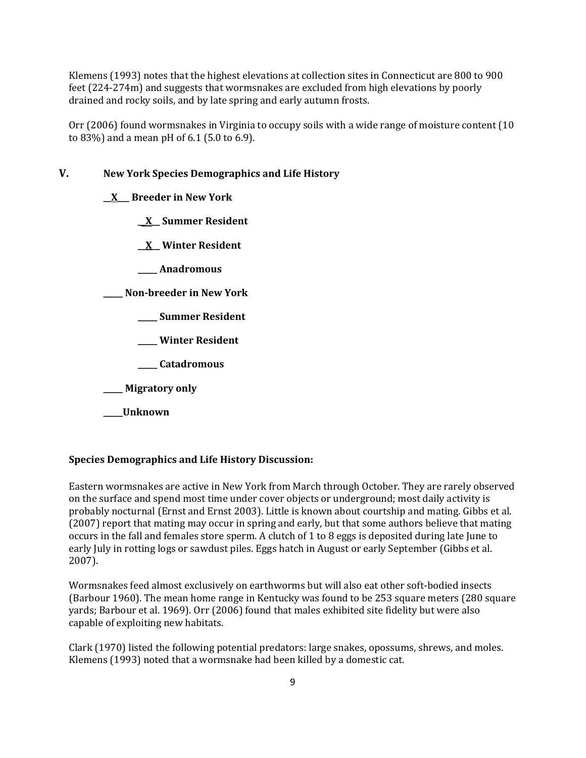Klemens (1993) notes that the highest elevations at collection sites in Connecticut are 800 to 900 feet (224-274m) and suggests that wormsnakes are excluded from high elevations by poorly drained and rocky soils, and by late spring and early autumn frosts.

Orr (2006) found wormsnakes in Virginia to occupy soils with a wide range of moisture content (10 to 83%) and a mean pH of 6.1 (5.0 to 6.9).

## V. New York Species Demographics and Life History

**__X___ Breeder in New York**

**__X__ Summer Resident**

**__X__ Winter Resident**

**_____ Anadromous**

**_____ Non-breeder in New York**

**_____ Summer Resident**

**_____ Winter Resident**

**_____ Catadromous**

**_____ Migratory only**

**_____Unknown**

**Species Demographics and Life History Discussion:**

Eastern wormsnakes are active in New York from March through October. They are rarely observed on the surface and spend most time under cover objects or underground; most daily activity is probably nocturnal (Ernst and Ernst 2003). Little is known about courtship and mating. Gibbs et al. (2007) report that mating may occur in spring and early, but that some authors believe that mating occurs in the fall and females store sperm. A clutch of 1 to 8 eggs is deposited during late June to early July in rotting logs or sawdust piles. Eggs hatch in August or early September (Gibbs et al. 2007).

Wormsnakes feed almost exclusively on earthworms but will also eat other soft-bodied insects (Barbour 1960). The mean home range in Kentucky was found to be 253 square meters (280 square yards; Barbour et al. 1969). Orr (2006) found that males exhibited site fidelity but were also capable of exploiting new habitats.

Clark (1970) listed the following potential predators: large snakes, opossums, shrews, and moles. Klemens (1993) noted that a wormsnake had been killed by a domestic cat.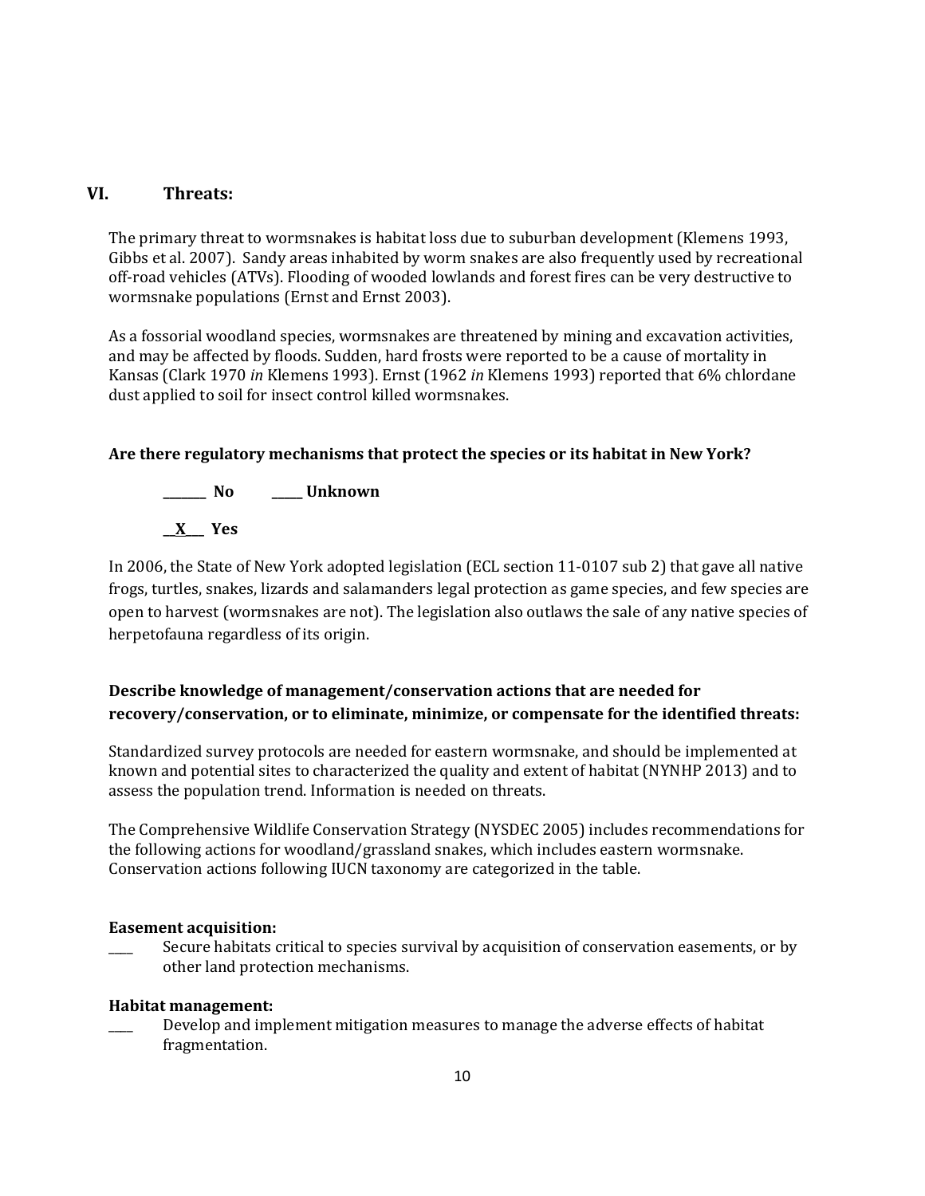## VI. Threats:

The primary threat to wormsnakes is habitat loss due to suburban development (Klemens 1993, Gibbs et al. 2007). Sandy areas inhabited by worm snakes are also frequently used by recreational off-road vehicles (ATVs). Flooding of wooded lowlands and forest fires can be very destructive to wormsnake populations (Ernst and Ernst 2003).

As a fossorial woodland species, wormsnakes are threatened by mining and excavation activities, and may be affected by floods. Sudden, hard frosts were reported to be a cause of mortality in Kansas (Clark 1970 *in* Klemens 1993). Ernst (1962 *in* Klemens 1993) reported that 6% chlordane dust applied to soil for insect control killed wormsnakes.

**Are there regulatory mechanisms that protect the species or its habitat in New York?**

_______ **No** _____ **Unknown**

__X___ **Yes**

In 2006, the State of New York adopted legislation (ECL section 11-0107 sub 2) that gave all native frogs, turtles, snakes, lizards and salamanders legal protection as game species, and few species are open to harvest (wormsnakes are not). The legislation also outlaws the sale of any native species of herpetofauna regardless of its origin.

**Describe knowledge of management/conservation actions that are needed for recovery/conservation, or to eliminate, minimize, or compensate for the identified threats:**

Standardized survey protocols are needed for eastern wormsnake, and should be implemented at known and potential sites to characterized the quality and extent of habitat (NYNHP 2013) and to assess the population trend. Information is needed on threats.

The Comprehensive Wildlife Conservation Strategy (NYSDEC 2005) includes recommendations for the following actions for woodland/grassland snakes, which includes eastern wormsnake. Conservation actions following IUCN taxonomy are categorized in the table.

**Easement acquisition:**

____ Secure habitats critical to species survival by acquisition of conservation easements, or by other land protection mechanisms.

**Habitat management:**

____ Develop and implement mitigation measures to manage the adverse effects of habitat fragmentation.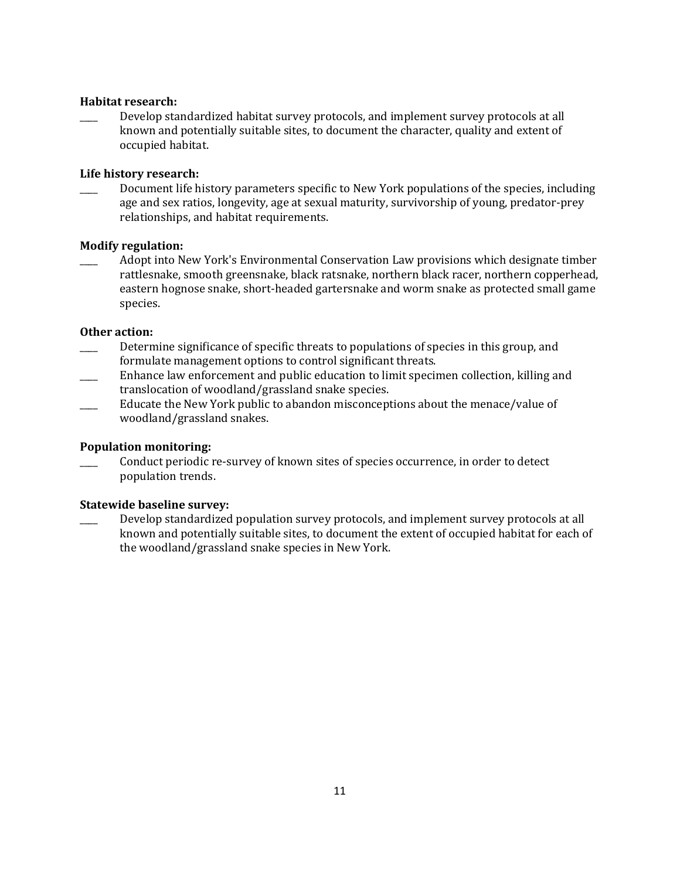**Habitat research:**

____ Develop standardized habitat survey protocols, and implement survey protocols at all known and potentially suitable sites, to document the character, quality and extent of occupied habitat.

**Life history research:**

____ Document life history parameters specific to New York populations of the species, including age and sex ratios, longevity, age at sexual maturity, survivorship of young, predator-prey relationships, and habitat requirements.

**Modify regulation:**

____ Adopt into New York's Environmental Conservation Law provisions which designate timber rattlesnake, smooth greensnake, black ratsnake, northern black racer, northern copperhead, eastern hognose snake, short-headed gartersnake and worm snake as protected small game species.

**Other action:**

____ Determine significance of specific threats to populations of species in this group, and formulate management options to control significant threats.

____ Enhance law enforcement and public education to limit specimen collection, killing and translocation of woodland/grassland snake species.

____ Educate the New York public to abandon misconceptions about the menace/value of woodland/grassland snakes.

**Population monitoring:**

____ Conduct periodic re-survey of known sites of species occurrence, in order to detect population trends.

**Statewide baseline survey:**

____ Develop standardized population survey protocols, and implement survey protocols at all known and potentially suitable sites, to document the extent of occupied habitat for each of the woodland/grassland snake species in New York.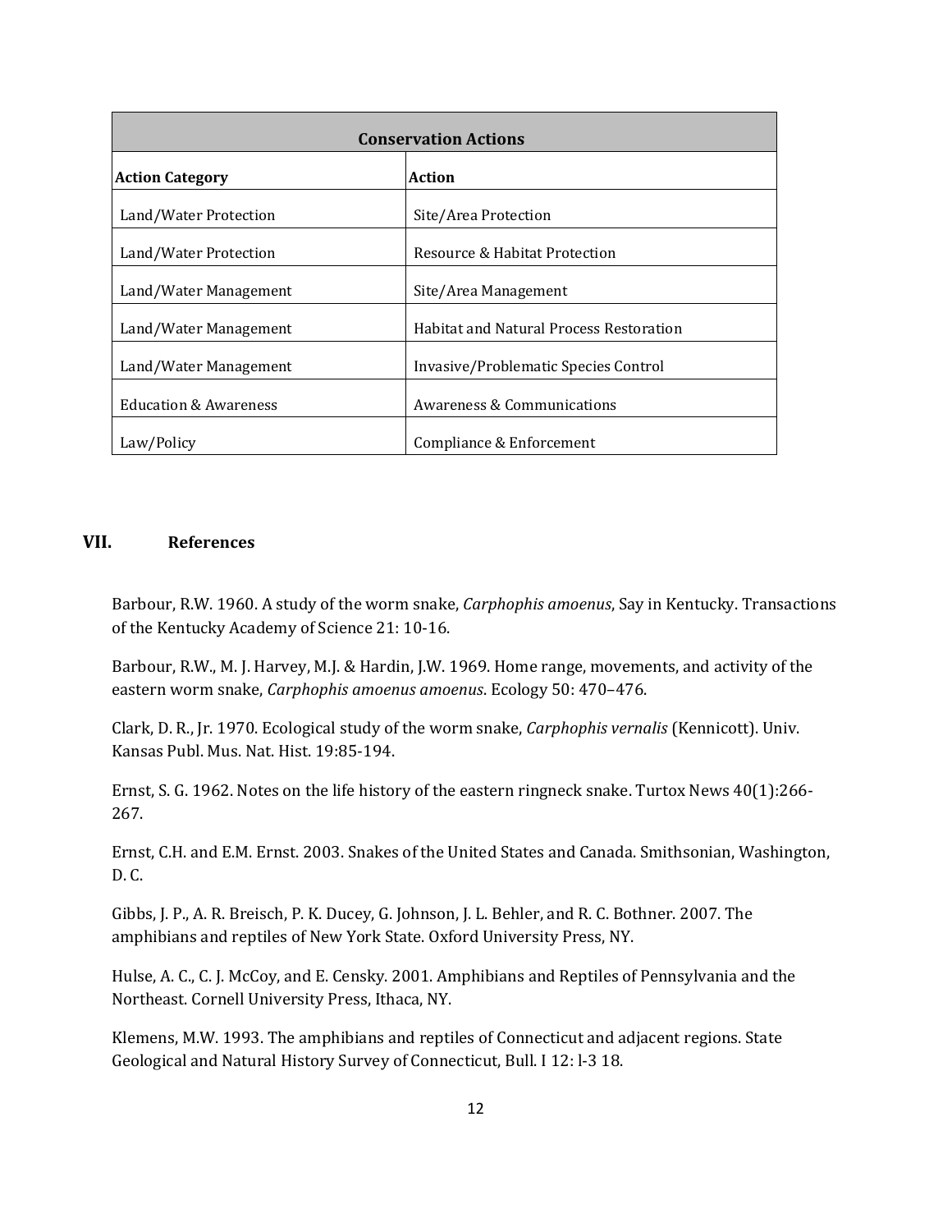| Conservation Actions | |
|---|---|
| **Action Category** | **Action** |
| Land/Water Protection | Site/Area Protection |
| Land/Water Protection | Resource & Habitat Protection |
| Land/Water Management | Site/Area Management |
| Land/Water Management | Habitat and Natural Process Restoration |
| Land/Water Management | Invasive/Problematic Species Control |
| Education & Awareness | Awareness & Communications |
| Law/Policy | Compliance & Enforcement |

## VII. References

Barbour, R.W. 1960. A study of the worm snake, *Carphophis amoenus*, Say in Kentucky. Transactions of the Kentucky Academy of Science 21: 10-16.

Barbour, R.W., M. J. Harvey, M.J. & Hardin, J.W. 1969. Home range, movements, and activity of the eastern worm snake, *Carphophis amoenus amoenus*. Ecology 50: 470–476.

Clark, D. R., Jr. 1970. Ecological study of the worm snake, *Carphophis vernalis* (Kennicott). Univ. Kansas Publ. Mus. Nat. Hist. 19:85-194.

Ernst, S. G. 1962. Notes on the life history of the eastern ringneck snake. Turtox News 40(1):266-267.

Ernst, C.H. and E.M. Ernst. 2003. Snakes of the United States and Canada. Smithsonian, Washington, D. C.

Gibbs, J. P., A. R. Breisch, P. K. Ducey, G. Johnson, J. L. Behler, and R. C. Bothner. 2007. The amphibians and reptiles of New York State. Oxford University Press, NY.

Hulse, A. C., C. J. McCoy, and E. Censky. 2001. Amphibians and Reptiles of Pennsylvania and the Northeast. Cornell University Press, Ithaca, NY.

Klemens, M.W. 1993. The amphibians and reptiles of Connecticut and adjacent regions. State Geological and Natural History Survey of Connecticut, Bull. I 12: l-3 18.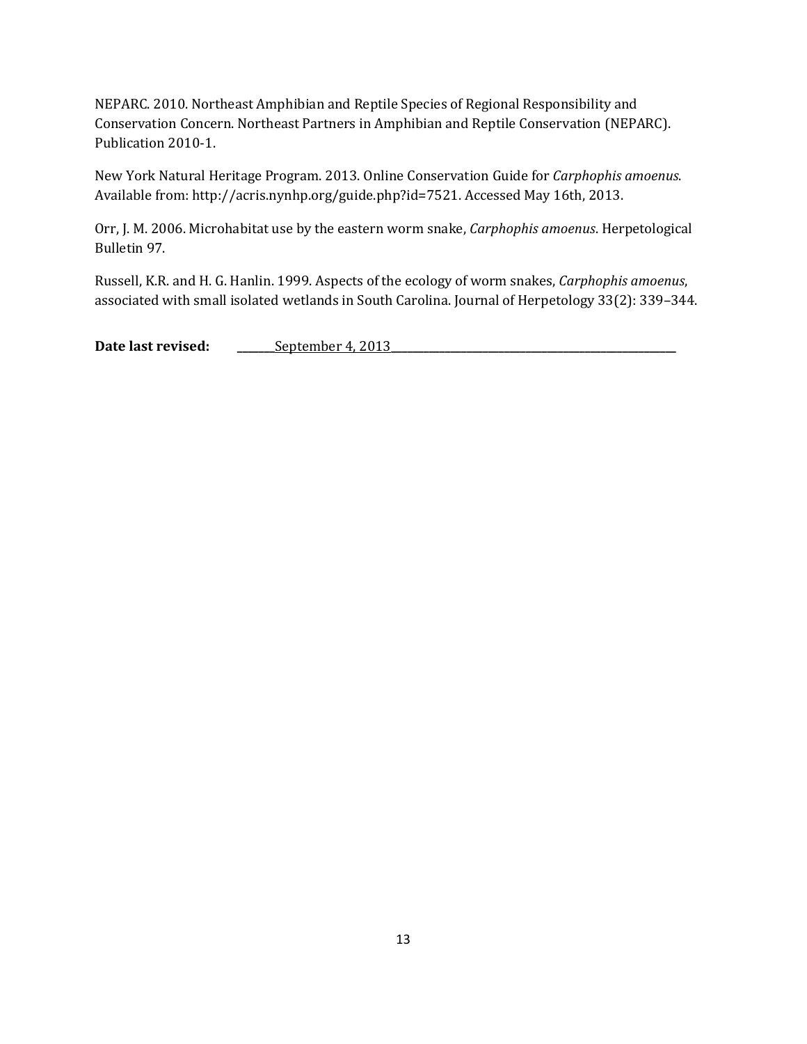NEPARC. 2010. Northeast Amphibian and Reptile Species of Regional Responsibility and Conservation Concern. Northeast Partners in Amphibian and Reptile Conservation (NEPARC). Publication 2010-1.

New York Natural Heritage Program. 2013. Online Conservation Guide for *Carphophis amoenus*. Available from: http://acris.nynhp.org/guide.php?id=7521. Accessed May 16th, 2013.

Orr, J. M. 2006. Microhabitat use by the eastern worm snake, *Carphophis amoenus*. Herpetological Bulletin 97.

Russell, K.R. and H. G. Hanlin. 1999. Aspects of the ecology of worm snakes, *Carphophis amoenus*, associated with small isolated wetlands in South Carolina. Journal of Herpetology 33(2): 339–344.

**Date last revised:** September 4, 2013